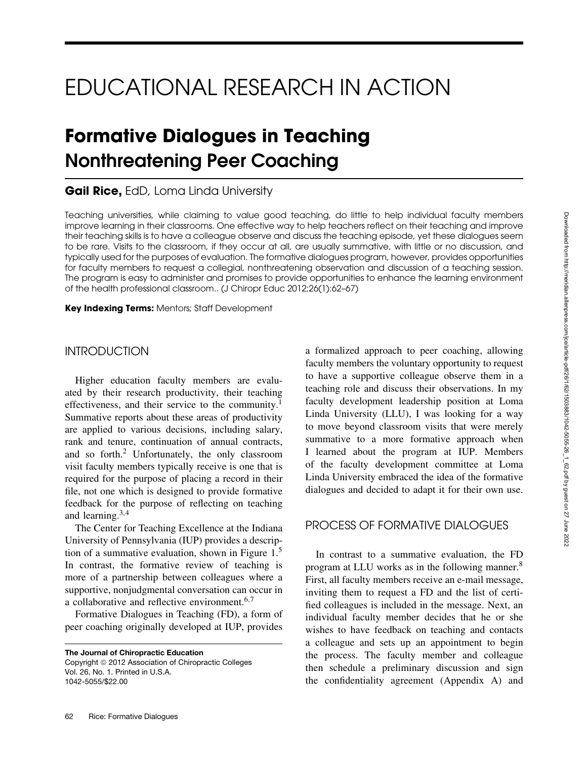# EDUCATIONAL RESEARCH IN ACTION

## Formative Dialogues in Teaching Nonthreatening Peer Coaching

**Gail Rice,** EdD, Loma Linda University

Teaching universities, while claiming to value good teaching, do little to help individual faculty members improve learning in their classrooms. One effective way to help teachers reflect on their teaching and improve their teaching skills is to have a colleague observe and discuss the teaching episode, yet these dialogues seem to be rare. Visits to the classroom, if they occur at all, are usually summative, with little or no discussion, and typically used for the purposes of evaluation. The formative dialogues program, however, provides opportunities for faculty members to request a collegial, nonthreatening observation and discussion of a teaching session. The program is easy to administer and promises to provide opportunities to enhance the learning environment of the health professional classroom.. (J Chiropr Educ 2012;26(1):62–67)

**Key Indexing Terms:** Mentors; Staff Development

## INTRODUCTION

Higher education faculty members are evaluated by their research productivity, their teaching effectiveness, and their service to the community.[1] Summative reports about these areas of productivity are applied to various decisions, including salary, rank and tenure, continuation of annual contracts, and so forth.[2] Unfortunately, the only classroom visit faculty members typically receive is one that is required for the purpose of placing a record in their file, not one which is designed to provide formative feedback for the purpose of reflecting on teaching and learning.[3,4]

The Center for Teaching Excellence at the Indiana University of Pennsylvania (IUP) provides a description of a summative evaluation, shown in Figure 1.[5] In contrast, the formative review of teaching is more of a partnership between colleagues where a supportive, nonjudgmental conversation can occur in a collaborative and reflective environment.[6,7]

Formative Dialogues in Teaching (FD), a form of peer coaching originally developed at IUP, provides a formalized approach to peer coaching, allowing faculty members the voluntary opportunity to request to have a supportive colleague observe them in a teaching role and discuss their observations. In my faculty development leadership position at Loma Linda University (LLU), I was looking for a way to move beyond classroom visits that were merely summative to a more formative approach when I learned about the program at IUP. Members of the faculty development committee at Loma Linda University embraced the idea of the formative dialogues and decided to adapt it for their own use.

**The Journal of Chiropractic Education**
Copyright © 2012 Association of Chiropractic Colleges
Vol. 26, No. 1. Printed in U.S.A.
1042-5055/$22.00

## PROCESS OF FORMATIVE DIALOGUES

In contrast to a summative evaluation, the FD program at LLU works as in the following manner.[8] First, all faculty members receive an e-mail message, inviting them to request a FD and the list of certified colleagues is included in the message. Next, an individual faculty member decides that he or she wishes to have feedback on teaching and contacts a colleague and sets up an appointment to begin the process. The faculty member and colleague then schedule a preliminary discussion and sign the confidentiality agreement (Appendix A) and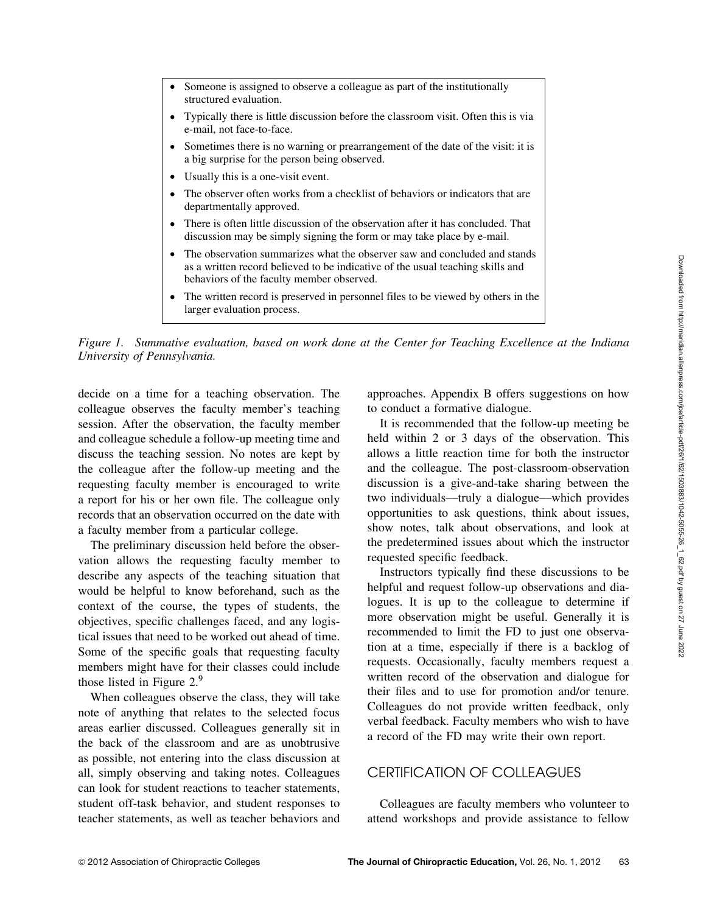- Someone is assigned to observe a colleague as part of the institutionally structured evaluation.
- Typically there is little discussion before the classroom visit. Often this is via e-mail, not face-to-face.
- Sometimes there is no warning or prearrangement of the date of the visit: it is a big surprise for the person being observed.
- Usually this is a one-visit event.
- The observer often works from a checklist of behaviors or indicators that are departmentally approved.
- There is often little discussion of the observation after it has concluded. That discussion may be simply signing the form or may take place by e-mail.
- The observation summarizes what the observer saw and concluded and stands as a written record believed to be indicative of the usual teaching skills and behaviors of the faculty member observed.
- The written record is preserved in personnel files to be viewed by others in the larger evaluation process.

*Figure 1. Summative evaluation, based on work done at the Center for Teaching Excellence at the Indiana University of Pennsylvania.*

decide on a time for a teaching observation. The colleague observes the faculty member's teaching session. After the observation, the faculty member and colleague schedule a follow-up meeting time and discuss the teaching session. No notes are kept by the colleague after the follow-up meeting and the requesting faculty member is encouraged to write a report for his or her own file. The colleague only records that an observation occurred on the date with a faculty member from a particular college.

The preliminary discussion held before the observation allows the requesting faculty member to describe any aspects of the teaching situation that would be helpful to know beforehand, such as the context of the course, the types of students, the objectives, specific challenges faced, and any logistical issues that need to be worked out ahead of time. Some of the specific goals that requesting faculty members might have for their classes could include those listed in Figure 2.[9]

When colleagues observe the class, they will take note of anything that relates to the selected focus areas earlier discussed. Colleagues generally sit in the back of the classroom and are as unobtrusive as possible, not entering into the class discussion at all, simply observing and taking notes. Colleagues can look for student reactions to teacher statements, student off-task behavior, and student responses to teacher statements, as well as teacher behaviors and approaches. Appendix B offers suggestions on how to conduct a formative dialogue.

It is recommended that the follow-up meeting be held within 2 or 3 days of the observation. This allows a little reaction time for both the instructor and the colleague. The post-classroom-observation discussion is a give-and-take sharing between the two individuals—truly a dialogue—which provides opportunities to ask questions, think about issues, show notes, talk about observations, and look at the predetermined issues about which the instructor requested specific feedback.

Instructors typically find these discussions to be helpful and request follow-up observations and dialogues. It is up to the colleague to determine if more observation might be useful. Generally it is recommended to limit the FD to just one observation at a time, especially if there is a backlog of requests. Occasionally, faculty members request a written record of the observation and dialogue for their files and to use for promotion and/or tenure. Colleagues do not provide written feedback, only verbal feedback. Faculty members who wish to have a record of the FD may write their own report.

## CERTIFICATION OF COLLEAGUES

Colleagues are faculty members who volunteer to attend workshops and provide assistance to fellow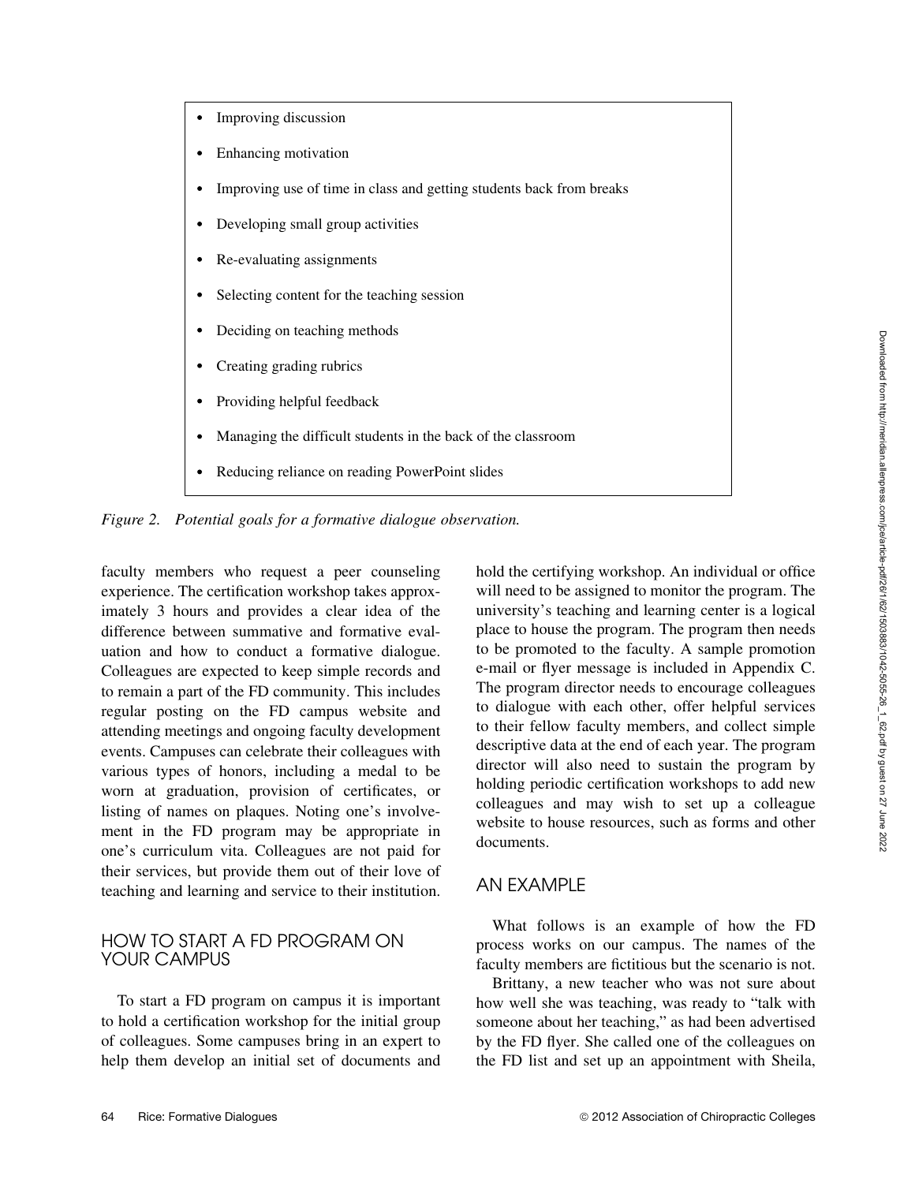- Improving discussion
- Enhancing motivation
- Improving use of time in class and getting students back from breaks
- Developing small group activities
- Re-evaluating assignments
- Selecting content for the teaching session
- Deciding on teaching methods
- Creating grading rubrics
- Providing helpful feedback
- Managing the difficult students in the back of the classroom
- Reducing reliance on reading PowerPoint slides

*Figure 2. Potential goals for a formative dialogue observation.*

faculty members who request a peer counseling experience. The certification workshop takes approximately 3 hours and provides a clear idea of the difference between summative and formative evaluation and how to conduct a formative dialogue. Colleagues are expected to keep simple records and to remain a part of the FD community. This includes regular posting on the FD campus website and attending meetings and ongoing faculty development events. Campuses can celebrate their colleagues with various types of honors, including a medal to be worn at graduation, provision of certificates, or listing of names on plaques. Noting one's involvement in the FD program may be appropriate in one's curriculum vita. Colleagues are not paid for their services, but provide them out of their love of teaching and learning and service to their institution.

## HOW TO START A FD PROGRAM ON YOUR CAMPUS

To start a FD program on campus it is important to hold a certification workshop for the initial group of colleagues. Some campuses bring in an expert to help them develop an initial set of documents and hold the certifying workshop. An individual or office will need to be assigned to monitor the program. The university's teaching and learning center is a logical place to house the program. The program then needs to be promoted to the faculty. A sample promotion e-mail or flyer message is included in Appendix C. The program director needs to encourage colleagues to dialogue with each other, offer helpful services to their fellow faculty members, and collect simple descriptive data at the end of each year. The program director will also need to sustain the program by holding periodic certification workshops to add new colleagues and may wish to set up a colleague website to house resources, such as forms and other documents.

## AN EXAMPLE

What follows is an example of how the FD process works on our campus. The names of the faculty members are fictitious but the scenario is not.

Brittany, a new teacher who was not sure about how well she was teaching, was ready to "talk with someone about her teaching," as had been advertised by the FD flyer. She called one of the colleagues on the FD list and set up an appointment with Sheila,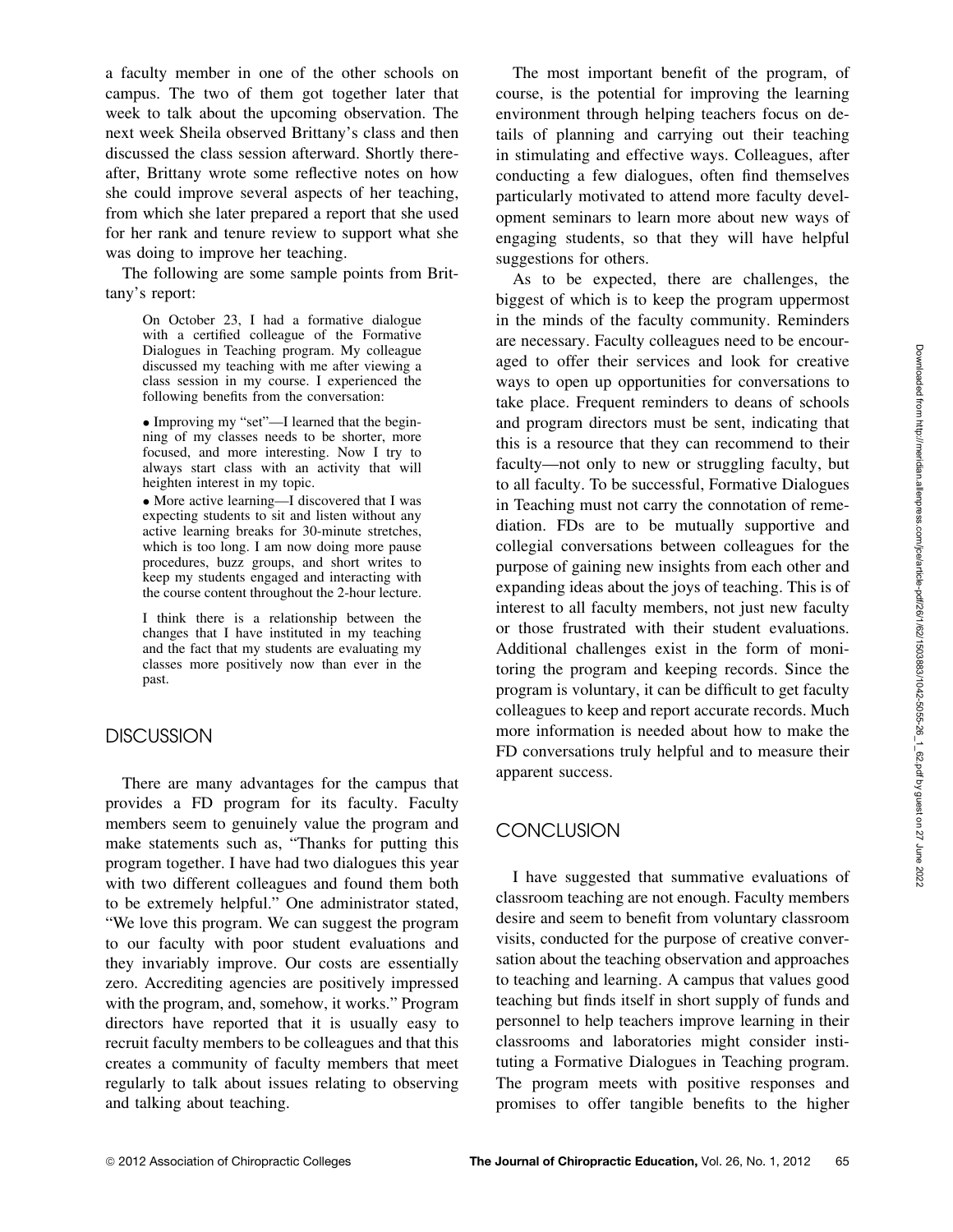a faculty member in one of the other schools on campus. The two of them got together later that week to talk about the upcoming observation. The next week Sheila observed Brittany's class and then discussed the class session afterward. Shortly thereafter, Brittany wrote some reflective notes on how she could improve several aspects of her teaching, from which she later prepared a report that she used for her rank and tenure review to support what she was doing to improve her teaching.

The following are some sample points from Brittany's report:

> On October 23, I had a formative dialogue with a certified colleague of the Formative Dialogues in Teaching program. My colleague discussed my teaching with me after viewing a class session in my course. I experienced the following benefits from the conversation:
>
> - Improving my "set"—I learned that the beginning of my classes needs to be shorter, more focused, and more interesting. Now I try to always start class with an activity that will heighten interest in my topic.
> - More active learning—I discovered that I was expecting students to sit and listen without any active learning breaks for 30-minute stretches, which is too long. I am now doing more pause procedures, buzz groups, and short writes to keep my students engaged and interacting with the course content throughout the 2-hour lecture.
>
> I think there is a relationship between the changes that I have instituted in my teaching and the fact that my students are evaluating my classes more positively now than ever in the past.

## DISCUSSION

There are many advantages for the campus that provides a FD program for its faculty. Faculty members seem to genuinely value the program and make statements such as, "Thanks for putting this program together. I have had two dialogues this year with two different colleagues and found them both to be extremely helpful." One administrator stated, "We love this program. We can suggest the program to our faculty with poor student evaluations and they invariably improve. Our costs are essentially zero. Accrediting agencies are positively impressed with the program, and, somehow, it works." Program directors have reported that it is usually easy to recruit faculty members to be colleagues and that this creates a community of faculty members that meet regularly to talk about issues relating to observing and talking about teaching.

The most important benefit of the program, of course, is the potential for improving the learning environment through helping teachers focus on details of planning and carrying out their teaching in stimulating and effective ways. Colleagues, after conducting a few dialogues, often find themselves particularly motivated to attend more faculty development seminars to learn more about new ways of engaging students, so that they will have helpful suggestions for others.

As to be expected, there are challenges, the biggest of which is to keep the program uppermost in the minds of the faculty community. Reminders are necessary. Faculty colleagues need to be encouraged to offer their services and look for creative ways to open up opportunities for conversations to take place. Frequent reminders to deans of schools and program directors must be sent, indicating that this is a resource that they can recommend to their faculty—not only to new or struggling faculty, but to all faculty. To be successful, Formative Dialogues in Teaching must not carry the connotation of remediation. FDs are to be mutually supportive and collegial conversations between colleagues for the purpose of gaining new insights from each other and expanding ideas about the joys of teaching. This is of interest to all faculty members, not just new faculty or those frustrated with their student evaluations. Additional challenges exist in the form of monitoring the program and keeping records. Since the program is voluntary, it can be difficult to get faculty colleagues to keep and report accurate records. Much more information is needed about how to make the FD conversations truly helpful and to measure their apparent success.

## CONCLUSION

I have suggested that summative evaluations of classroom teaching are not enough. Faculty members desire and seem to benefit from voluntary classroom visits, conducted for the purpose of creative conversation about the teaching observation and approaches to teaching and learning. A campus that values good teaching but finds itself in short supply of funds and personnel to help teachers improve learning in their classrooms and laboratories might consider instituting a Formative Dialogues in Teaching program. The program meets with positive responses and promises to offer tangible benefits to the higher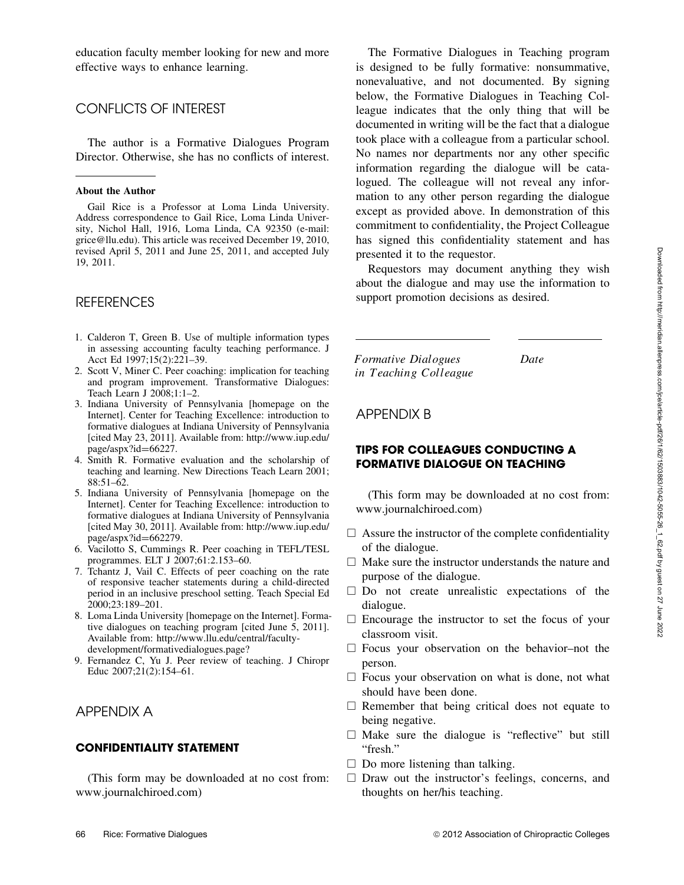education faculty member looking for new and more effective ways to enhance learning.

## CONFLICTS OF INTEREST

The author is a Formative Dialogues Program Director. Otherwise, she has no conflicts of interest.

**About the Author**

Gail Rice is a Professor at Loma Linda University. Address correspondence to Gail Rice, Loma Linda University, Nichol Hall, 1916, Loma Linda, CA 92350 (e-mail: grice@llu.edu). This article was received December 19, 2010, revised April 5, 2011 and June 25, 2011, and accepted July 19, 2011.

## REFERENCES

1. Calderon T, Green B. Use of multiple information types in assessing accounting faculty teaching performance. J Acct Ed 1997;15(2):221–39.
2. Scott V, Miner C. Peer coaching: implication for teaching and program improvement. Transformative Dialogues: Teach Learn J 2008;1:1–2.
3. Indiana University of Pennsylvania [homepage on the Internet]. Center for Teaching Excellence: introduction to formative dialogues at Indiana University of Pennsylvania [cited May 23, 2011]. Available from: http://www.iup.edu/page/aspx?id=66227.
4. Smith R. Formative evaluation and the scholarship of teaching and learning. New Directions Teach Learn 2001; 88:51–62.
5. Indiana University of Pennsylvania [homepage on the Internet]. Center for Teaching Excellence: introduction to formative dialogues at Indiana University of Pennsylvania [cited May 30, 2011]. Available from: http://www.iup.edu/page/aspx?id=662279.
6. Vacilotto S, Cummings R. Peer coaching in TEFL/TESL programmes. ELT J 2007;61:2.153–60.
7. Tchantz J, Vail C. Effects of peer coaching on the rate of responsive teacher statements during a child-directed period in an inclusive preschool setting. Teach Special Ed 2000;23:189–201.
8. Loma Linda University [homepage on the Internet]. Formative dialogues on teaching program [cited June 5, 2011]. Available from: http://www.llu.edu/central/faculty-development/formativedialogues.page?
9. Fernandez C, Yu J. Peer review of teaching. J Chiropr Educ 2007;21(2):154–61.

## APPENDIX A

### CONFIDENTIALITY STATEMENT

(This form may be downloaded at no cost from: www.journalchiroed.com)

The Formative Dialogues in Teaching program is designed to be fully formative: nonsummative, nonevaluative, and not documented. By signing below, the Formative Dialogues in Teaching Colleague indicates that the only thing that will be documented in writing will be the fact that a dialogue took place with a colleague from a particular school. No names nor departments nor any other specific information regarding the dialogue will be catalogued. The colleague will not reveal any information to any other person regarding the dialogue except as provided above. In demonstration of this commitment to confidentiality, the Project Colleague has signed this confidentiality statement and has presented it to the requestor.

Requestors may document anything they wish about the dialogue and may use the information to support promotion decisions as desired.

\_\_\_\_\_\_\_\_\_\_\_\_\_\_\_\_\_\_\_\_ \_\_\_\_\_\_\_\_\_\_\_\_

*Formative Dialogues in Teaching Colleague* *Date*

## APPENDIX B

### TIPS FOR COLLEAGUES CONDUCTING A FORMATIVE DIALOGUE ON TEACHING

(This form may be downloaded at no cost from: www.journalchiroed.com)

- ☐ Assure the instructor of the complete confidentiality of the dialogue.
- ☐ Make sure the instructor understands the nature and purpose of the dialogue.
- ☐ Do not create unrealistic expectations of the dialogue.
- ☐ Encourage the instructor to set the focus of your classroom visit.
- ☐ Focus your observation on the behavior–not the person.
- ☐ Focus your observation on what is done, not what should have been done.
- ☐ Remember that being critical does not equate to being negative.
- ☐ Make sure the dialogue is "reflective" but still "fresh."
- ☐ Do more listening than talking.
- ☐ Draw out the instructor's feelings, concerns, and thoughts on her/his teaching.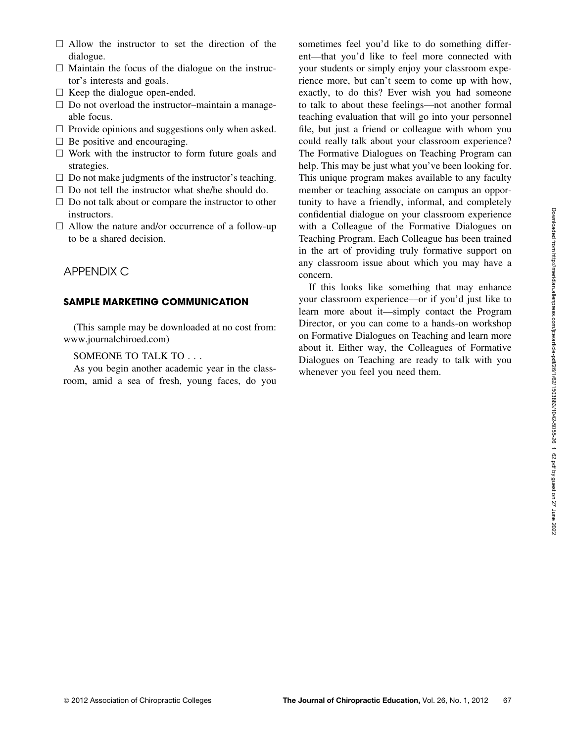- ☐ Allow the instructor to set the direction of the dialogue.
- ☐ Maintain the focus of the dialogue on the instructor's interests and goals.
- ☐ Keep the dialogue open-ended.
- ☐ Do not overload the instructor–maintain a manageable focus.
- ☐ Provide opinions and suggestions only when asked.
- ☐ Be positive and encouraging.
- ☐ Work with the instructor to form future goals and strategies.
- ☐ Do not make judgments of the instructor's teaching.
- ☐ Do not tell the instructor what she/he should do.
- ☐ Do not talk about or compare the instructor to other instructors.
- ☐ Allow the nature and/or occurrence of a follow-up to be a shared decision.

## APPENDIX C

### SAMPLE MARKETING COMMUNICATION

(This sample may be downloaded at no cost from: www.journalchiroed.com)

SOMEONE TO TALK TO . . .

As you begin another academic year in the classroom, amid a sea of fresh, young faces, do you sometimes feel you'd like to do something different—that you'd like to feel more connected with your students or simply enjoy your classroom experience more, but can't seem to come up with how, exactly, to do this? Ever wish you had someone to talk to about these feelings—not another formal teaching evaluation that will go into your personnel file, but just a friend or colleague with whom you could really talk about your classroom experience? The Formative Dialogues on Teaching Program can help. This may be just what you've been looking for. This unique program makes available to any faculty member or teaching associate on campus an opportunity to have a friendly, informal, and completely confidential dialogue on your classroom experience with a Colleague of the Formative Dialogues on Teaching Program. Each Colleague has been trained in the art of providing truly formative support on any classroom issue about which you may have a concern.

If this looks like something that may enhance your classroom experience—or if you'd just like to learn more about it—simply contact the Program Director, or you can come to a hands-on workshop on Formative Dialogues on Teaching and learn more about it. Either way, the Colleagues of Formative Dialogues on Teaching are ready to talk with you whenever you feel you need them.